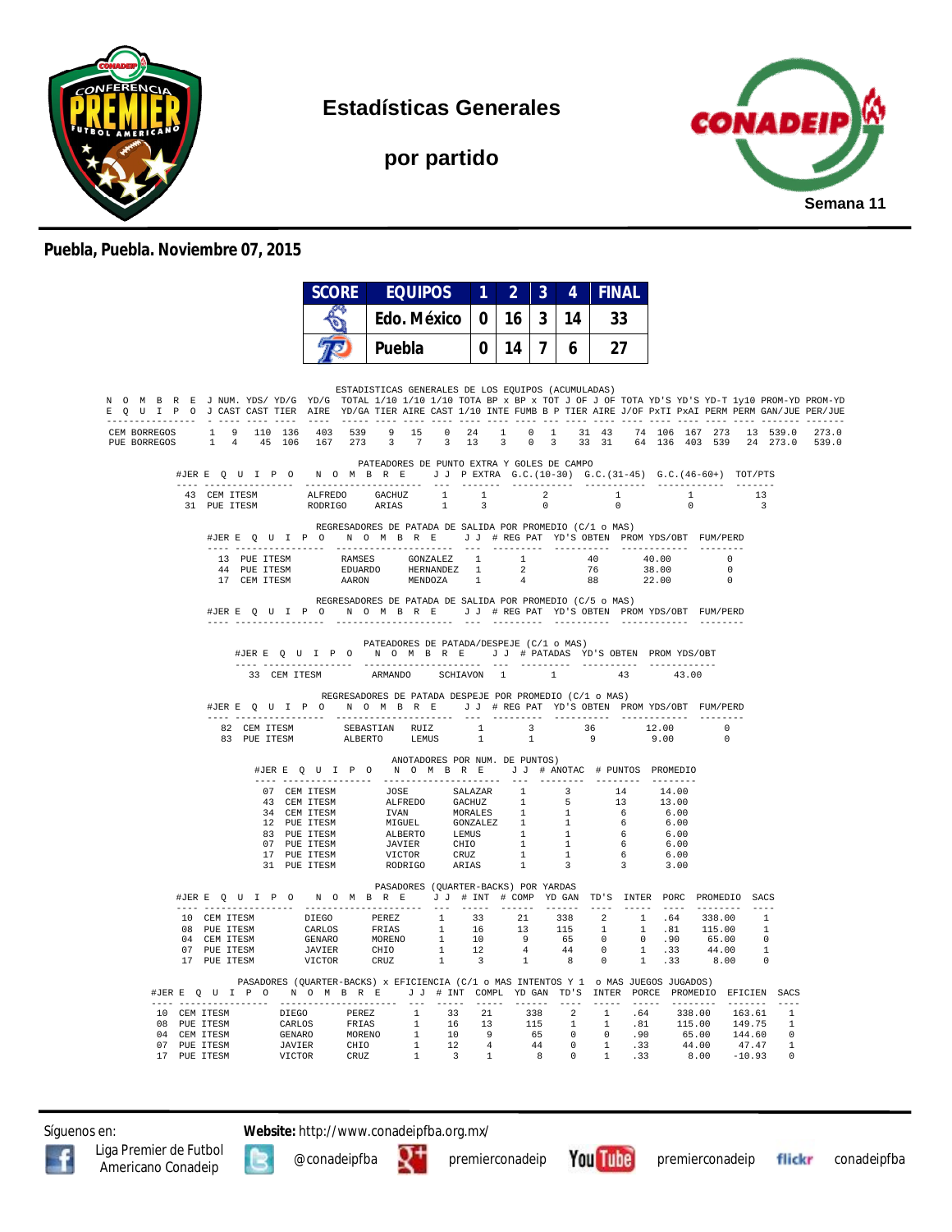# Estadísticas Generales

## por partido

Semana 11

**Puebla, Puebla. Noviembre 07, 2015**

| SCORE | EQUIPOS | 1 | 2 | 3 | 4 | FINAL |
|---|---|---|---|---|---|---|
| | Edo. México | 0 | 16 | 3 | 14 | 33 |
| | Puebla | 0 | 14 | 7 | 6 | 27 |

ESTADISTICAS GENERALES DE LOS EQUIPOS (ACUMULADAS)

| NOMBRE EQUIPO | JJ | NUM. CAST | YDS/ CAST | YD/G TIER | YD/G AIRE | TOTAL YD/GA | 1/10 TIER | 1/10 AIRE | 1/10 CAST | TOTA 1/10 | BP x INTE | BP x FUMB | TOT B P | J OF TIER | J OF AIRE | TOTA J/OF | YD'S PxTI | YD'S PxAI | YD-T PERM | 1y10 PERM | PROM-YD GAN/JUE | PROM-YD PER/JUE |
|---|---|---|---|---|---|---|---|---|---|---|---|---|---|---|---|---|---|---|---|---|---|---|
| CEM BORREGOS | 1 | 9 | 110 | 136 | 403 | 539 | 9 | 15 | 0 | 24 | 1 | 0 | 1 | 31 | 43 | 74 | 106 | 167 | 273 | 13 | 539.0 | 273.0 |
| PUE BORREGOS | 1 | 4 | 45 | 106 | 167 | 273 | 3 | 7 | 3 | 13 | 3 | 0 | 3 | 33 | 31 | 64 | 136 | 403 | 539 | 24 | 273.0 | 539.0 |

PATEADORES DE PUNTO EXTRA Y GOLES DE CAMPO

| #JER | EQUIPO | NOMBRE | | JJ | P EXTRA | G.C.(10-30) | G.C.(31-45) | G.C.(46-60+) | TOT/PTS |
|---|---|---|---|---|---|---|---|---|---|
| 43 | CEM ITESM | ALFREDO | GACHUZ | 1 | 1 | 2 | 1 | 1 | 13 |
| 31 | PUE ITESM | RODRIGO | ARIAS | 1 | 3 | 0 | 0 | 0 | 3 |

REGRESADORES DE PATADA DE SALIDA POR PROMEDIO (C/1 o MAS)

| #JER | EQUIPO | NOMBRE | | JJ | # REG PAT | YD'S OBTEN | PROM YDS/OBT | FUM/PERD |
|---|---|---|---|---|---|---|---|---|
| 13 | PUE ITESM | RAMSES | GONZALEZ | 1 | 1 | 40 | 40.00 | 0 |
| 44 | PUE ITESM | EDUARDO | HERNANDEZ | 1 | 2 | 76 | 38.00 | 0 |
| 17 | CEM ITESM | AARON | MENDOZA | 1 | 4 | 88 | 22.00 | 0 |

REGRESADORES DE PATADA DE SALIDA POR PROMEDIO (C/5 o MAS)

| #JER | EQUIPO | NOMBRE | JJ | # REG PAT | YD'S OBTEN | PROM YDS/OBT | FUM/PERD |
|---|---|---|---|---|---|---|---|

PATEADORES DE PATADA/DESPEJE (C/1 o MAS)

| #JER | EQUIPO | NOMBRE | | JJ | # PATADAS | YD'S OBTEN | PROM YDS/OBT |
|---|---|---|---|---|---|---|---|
| 33 | CEM ITESM | ARMANDO | SCHIAVON | 1 | 1 | 43 | 43.00 |

REGRESADORES DE PATADA DESPEJE POR PROMEDIO (C/1 o MAS)

| #JER | EQUIPO | NOMBRE | | JJ | # REG PAT | YD'S OBTEN | PROM YDS/OBT | FUM/PERD |
|---|---|---|---|---|---|---|---|---|
| 82 | CEM ITESM | SEBASTIAN | RUIZ | 1 | 3 | 36 | 12.00 | 0 |
| 83 | PUE ITESM | ALBERTO | LEMUS | 1 | 1 | 9 | 9.00 | 0 |

ANOTADORES POR NUM. DE PUNTOS)

| #JER | EQUIPO | NOMBRE | | JJ | # ANOTAC | # PUNTOS | PROMEDIO |
|---|---|---|---|---|---|---|---|
| 07 | CEM ITESM | JOSE | SALAZAR | 1 | 3 | 14 | 14.00 |
| 43 | CEM ITESM | ALFREDO | GACHUZ | 1 | 5 | 13 | 13.00 |
| 34 | CEM ITESM | IVAN | MORALES | 1 | 1 | 6 | 6.00 |
| 12 | PUE ITESM | MIGUEL | GONZALEZ | 1 | 1 | 6 | 6.00 |
| 83 | PUE ITESM | ALBERTO | LEMUS | 1 | 1 | 6 | 6.00 |
| 07 | PUE ITESM | JAVIER | CHIO | 1 | 1 | 6 | 6.00 |
| 17 | PUE ITESM | VICTOR | CRUZ | 1 | 1 | 6 | 6.00 |
| 31 | PUE ITESM | RODRIGO | ARIAS | 1 | 3 | 3 | 3.00 |

PASADORES (QUARTER-BACKS) POR YARDAS

| #JER | EQUIPO | NOMBRE | | JJ | # INT | # COMP | YD GAN | TD'S | INTER | PORC | PROMEDIO | SACS |
|---|---|---|---|---|---|---|---|---|---|---|---|---|
| 10 | CEM ITESM | DIEGO | PEREZ | 1 | 33 | 21 | 338 | 2 | 1 | .64 | 338.00 | 1 |
| 08 | PUE ITESM | CARLOS | FRIAS | 1 | 16 | 13 | 115 | 1 | 1 | .81 | 115.00 | 1 |
| 04 | CEM ITESM | GENARO | MORENO | 1 | 10 | 9 | 65 | 0 | 0 | .90 | 65.00 | 0 |
| 07 | PUE ITESM | JAVIER | CHIO | 1 | 12 | 4 | 44 | 0 | 1 | .33 | 44.00 | 1 |
| 17 | PUE ITESM | VICTOR | CRUZ | 1 | 3 | 1 | 8 | 0 | 1 | .33 | 8.00 | 0 |

PASADORES (QUARTER-BACKS) x EFICIENCIA (C/1 o MAS INTENTOS Y 1 o MAS JUEGOS JUGADOS)

| #JER | EQUIPO | NOMBRE | | JJ | # INT | COMPL | YD GAN | TD'S | INTER | PORCE | PROMEDIO | EFICIEN | SACS |
|---|---|---|---|---|---|---|---|---|---|---|---|---|---|
| 10 | CEM ITESM | DIEGO | PEREZ | 1 | 33 | 21 | 338 | 2 | 1 | .64 | 338.00 | 163.61 | 1 |
| 08 | PUE ITESM | CARLOS | FRIAS | 1 | 16 | 13 | 115 | 1 | 1 | .81 | 115.00 | 149.75 | 1 |
| 04 | CEM ITESM | GENARO | MORENO | 1 | 10 | 9 | 65 | 0 | 0 | .90 | 65.00 | 144.60 | 0 |
| 07 | PUE ITESM | JAVIER | CHIO | 1 | 12 | 4 | 44 | 0 | 1 | .33 | 44.00 | 47.47 | 1 |
| 17 | PUE ITESM | VICTOR | CRUZ | 1 | 3 | 1 | 8 | 0 | 1 | .33 | 8.00 | -10.93 | 0 |

Síguenos en: **Website:** http://www.conadeipfba.org.mx/

Liga Premier de Futbol Americano Conadeip · @conadeipfba · premierconadeip · premierconadeip · conadeipfba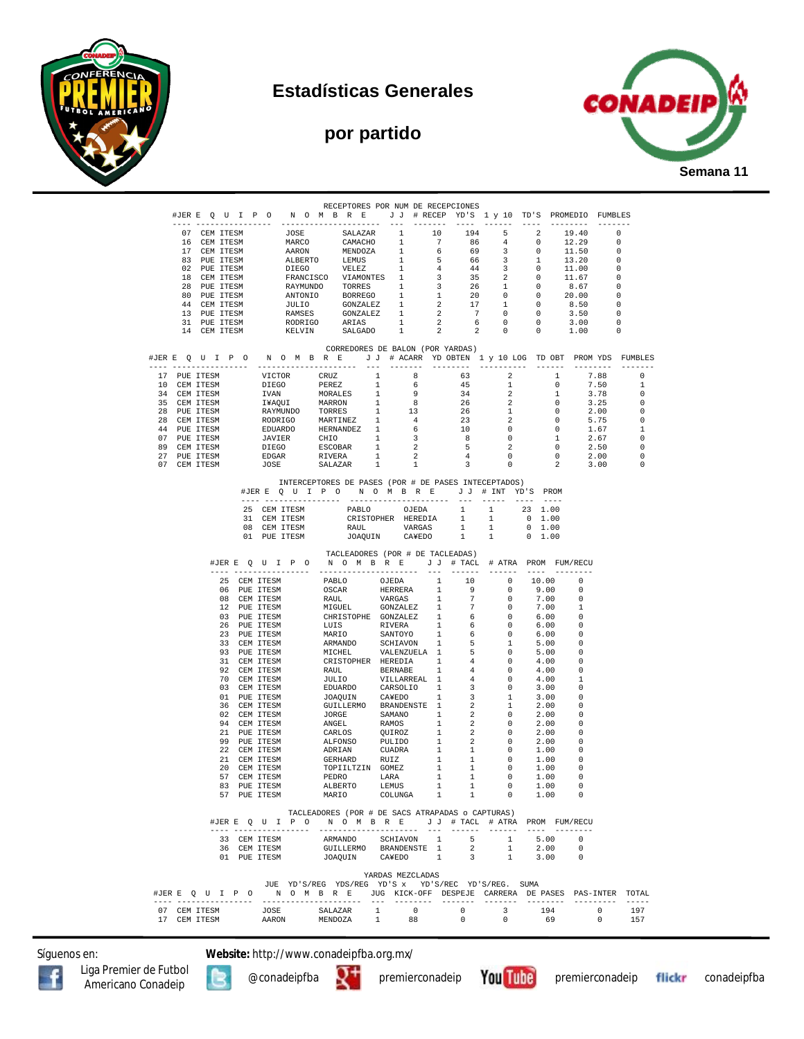# Estadísticas Generales

## por partido

Semana 11

### RECEPTORES POR NUM DE RECEPCIONES

| #JER | E Q U I P O | N O M B R E | | J J | # RECEP | YD'S | 1 y 10 | TD'S | PROMEDIO | FUMBLES |
|---|---|---|---|---|---|---|---|---|---|---|
| 07 | CEM ITESM | JOSE | SALAZAR | 1 | 10 | 194 | 5 | 2 | 19.40 | 0 |
| 16 | CEM ITESM | MARCO | CAMACHO | 1 | 7 | 86 | 4 | 0 | 12.29 | 0 |
| 17 | CEM ITESM | AARON | MENDOZA | 1 | 6 | 69 | 3 | 0 | 11.50 | 0 |
| 83 | PUE ITESM | ALBERTO | LEMUS | 1 | 5 | 66 | 3 | 1 | 13.20 | 0 |
| 02 | PUE ITESM | DIEGO | VELEZ | 1 | 4 | 44 | 3 | 0 | 11.00 | 0 |
| 18 | CEM ITESM | FRANCISCO | VIAMONTES | 1 | 3 | 35 | 2 | 0 | 11.67 | 0 |
| 28 | PUE ITESM | RAYMUNDO | TORRES | 1 | 3 | 26 | 1 | 0 | 8.67 | 0 |
| 80 | PUE ITESM | ANTONIO | BORREGO | 1 | 1 | 20 | 0 | 0 | 20.00 | 0 |
| 44 | CEM ITESM | JULIO | GONZALEZ | 1 | 2 | 17 | 1 | 0 | 8.50 | 0 |
| 13 | PUE ITESM | RAMSES | GONZALEZ | 1 | 2 | 7 | 0 | 0 | 3.50 | 0 |
| 31 | PUE ITESM | RODRIGO | ARIAS | 1 | 2 | 6 | 0 | 0 | 3.00 | 0 |
| 14 | CEM ITESM | KELVIN | SALGADO | 1 | 2 | 2 | 0 | 0 | 1.00 | 0 |

### CORREDORES DE BALON (POR YARDAS)

| #JER | E Q U I P O | N O M B R E | | J J | # ACARR | YD OBTEN | 1 y 10 LOG | TD OBT | PROM YDS | FUMBLES |
|---|---|---|---|---|---|---|---|---|---|---|
| 17 | PUE ITESM | VICTOR | CRUZ | 1 | 8 | 63 | 2 | 1 | 7.88 | 0 |
| 10 | CEM ITESM | DIEGO | PEREZ | 1 | 6 | 45 | 1 | 0 | 7.50 | 1 |
| 34 | CEM ITESM | IVAN | MORALES | 1 | 9 | 34 | 2 | 1 | 3.78 | 0 |
| 35 | CEM ITESM | I¥AQUI | MARRON | 1 | 8 | 26 | 2 | 0 | 3.25 | 0 |
| 28 | PUE ITESM | RAYMUNDO | TORRES | 1 | 13 | 26 | 1 | 0 | 2.00 | 0 |
| 28 | CEM ITESM | RODRIGO | MARTINEZ | 1 | 4 | 23 | 2 | 0 | 5.75 | 0 |
| 44 | PUE ITESM | EDUARDO | HERNANDEZ | 1 | 6 | 10 | 0 | 0 | 1.67 | 1 |
| 07 | PUE ITESM | JAVIER | CHIO | 1 | 3 | 8 | 0 | 1 | 2.67 | 0 |
| 89 | CEM ITESM | DIEGO | ESCOBAR | 1 | 2 | 5 | 2 | 0 | 2.50 | 0 |
| 27 | PUE ITESM | EDGAR | RIVERA | 1 | 2 | 4 | 0 | 0 | 2.00 | 0 |
| 07 | CEM ITESM | JOSE | SALAZAR | 1 | 1 | 3 | 0 | 2 | 3.00 | 0 |

### INTERCEPTORES DE PASES (POR # DE PASES INTECEPTADOS)

| #JER | E Q U I P O | N O M B R E | | J J | # INT | YD'S | PROM |
|---|---|---|---|---|---|---|---|
| 25 | CEM ITESM | PABLO | OJEDA | 1 | 1 | 23 | 1.00 |
| 31 | CEM ITESM | CRISTOPHER | HEREDIA | 1 | 1 | 0 | 1.00 |
| 08 | CEM ITESM | RAUL | VARGAS | 1 | 1 | 0 | 1.00 |
| 01 | PUE ITESM | JOAQUIN | CA¥EDO | 1 | 1 | 0 | 1.00 |

### TACLEADORES (POR # DE TACLEADAS)

| #JER | E Q U I P O | N O M B R E | | J J | # TACL | # ATRA | PROM | FUM/RECU |
|---|---|---|---|---|---|---|---|---|
| 25 | CEM ITESM | PABLO | OJEDA | 1 | 10 | 0 | 10.00 | 0 |
| 06 | PUE ITESM | OSCAR | HERRERA | 1 | 9 | 0 | 9.00 | 0 |
| 08 | CEM ITESM | RAUL | VARGAS | 1 | 7 | 0 | 7.00 | 0 |
| 12 | PUE ITESM | MIGUEL | GONZALEZ | 1 | 7 | 0 | 7.00 | 1 |
| 03 | PUE ITESM | CHRISTOPHE | GONZALEZ | 1 | 6 | 0 | 6.00 | 0 |
| 26 | PUE ITESM | LUIS | RIVERA | 1 | 6 | 0 | 6.00 | 0 |
| 23 | PUE ITESM | MARIO | SANTOYO | 1 | 6 | 0 | 6.00 | 0 |
| 33 | CEM ITESM | ARMANDO | SCHIAVON | 1 | 5 | 1 | 5.00 | 0 |
| 93 | PUE ITESM | MICHEL | VALENZUELA | 1 | 5 | 0 | 5.00 | 0 |
| 31 | CEM ITESM | CRISTOPHER | HEREDIA | 1 | 4 | 0 | 4.00 | 0 |
| 92 | CEM ITESM | RAUL | BERNABE | 1 | 4 | 0 | 4.00 | 0 |
| 70 | CEM ITESM | JULIO | VILLARREAL | 1 | 4 | 0 | 4.00 | 1 |
| 03 | CEM ITESM | EDUARDO | CARSOLIO | 1 | 3 | 0 | 3.00 | 0 |
| 01 | PUE ITESM | JOAQUIN | CA¥EDO | 1 | 3 | 1 | 3.00 | 0 |
| 36 | CEM ITESM | GUILLERMO | BRANDENSTE | 1 | 2 | 1 | 2.00 | 0 |
| 02 | CEM ITESM | JORGE | SAMANO | 1 | 2 | 0 | 2.00 | 0 |
| 94 | CEM ITESM | ANGEL | RAMOS | 1 | 2 | 0 | 2.00 | 0 |
| 21 | PUE ITESM | CARLOS | QUIROZ | 1 | 2 | 0 | 2.00 | 0 |
| 99 | PUE ITESM | ALFONSO | PULIDO | 1 | 2 | 0 | 2.00 | 0 |
| 22 | CEM ITESM | ADRIAN | CUADRA | 1 | 1 | 0 | 1.00 | 0 |
| 21 | CEM ITESM | GERHARD | RUIZ | 1 | 1 | 0 | 1.00 | 0 |
| 20 | CEM ITESM | TOPIILTZIN | GOMEZ | 1 | 1 | 0 | 1.00 | 0 |
| 57 | CEM ITESM | PEDRO | LARA | 1 | 1 | 0 | 1.00 | 0 |
| 83 | PUE ITESM | ALBERTO | LEMUS | 1 | 1 | 0 | 1.00 | 0 |
| 57 | PUE ITESM | MARIO | COLUNGA | 1 | 1 | 0 | 1.00 | 0 |

### TACLEADORES (POR # DE SACS ATRAPADAS o CAPTURAS)

| #JER | E Q U I P O | N O M B R E | | J J | # TACL | # ATRA | PROM | FUM/RECU |
|---|---|---|---|---|---|---|---|---|
| 33 | CEM ITESM | ARMANDO | SCHIAVON | 1 | 5 | 1 | 5.00 | 0 |
| 36 | CEM ITESM | GUILLERMO | BRANDENSTE | 1 | 2 | 1 | 2.00 | 0 |
| 01 | PUE ITESM | JOAQUIN | CA¥EDO | 1 | 3 | 1 | 3.00 | 0 |

### YARDAS MEZCLADAS

| #JER | E Q U I P O | N O M B R E | | JUE JUG | YD'S/REG KICK-OFF | YDS/REG DESPEJE | YD'S x CARRERA | YD'S/REC DE PASES | YD'S/REG. PAS-INTER | SUMA TOTAL |
|---|---|---|---|---|---|---|---|---|---|---|
| 07 | CEM ITESM | JOSE | SALAZAR | 1 | 0 | 0 | 3 | 194 | 0 | 197 |
| 17 | CEM ITESM | AARON | MENDOZA | 1 | 88 | 0 | 0 | 69 | 0 | 157 |

Síguenos en: **Website:** http://www.conadeipfba.org.mx/

Liga Premier de Futbol Americano Conadeip | @conadeipfba | premierconadeip | premierconadeip | conadeipfba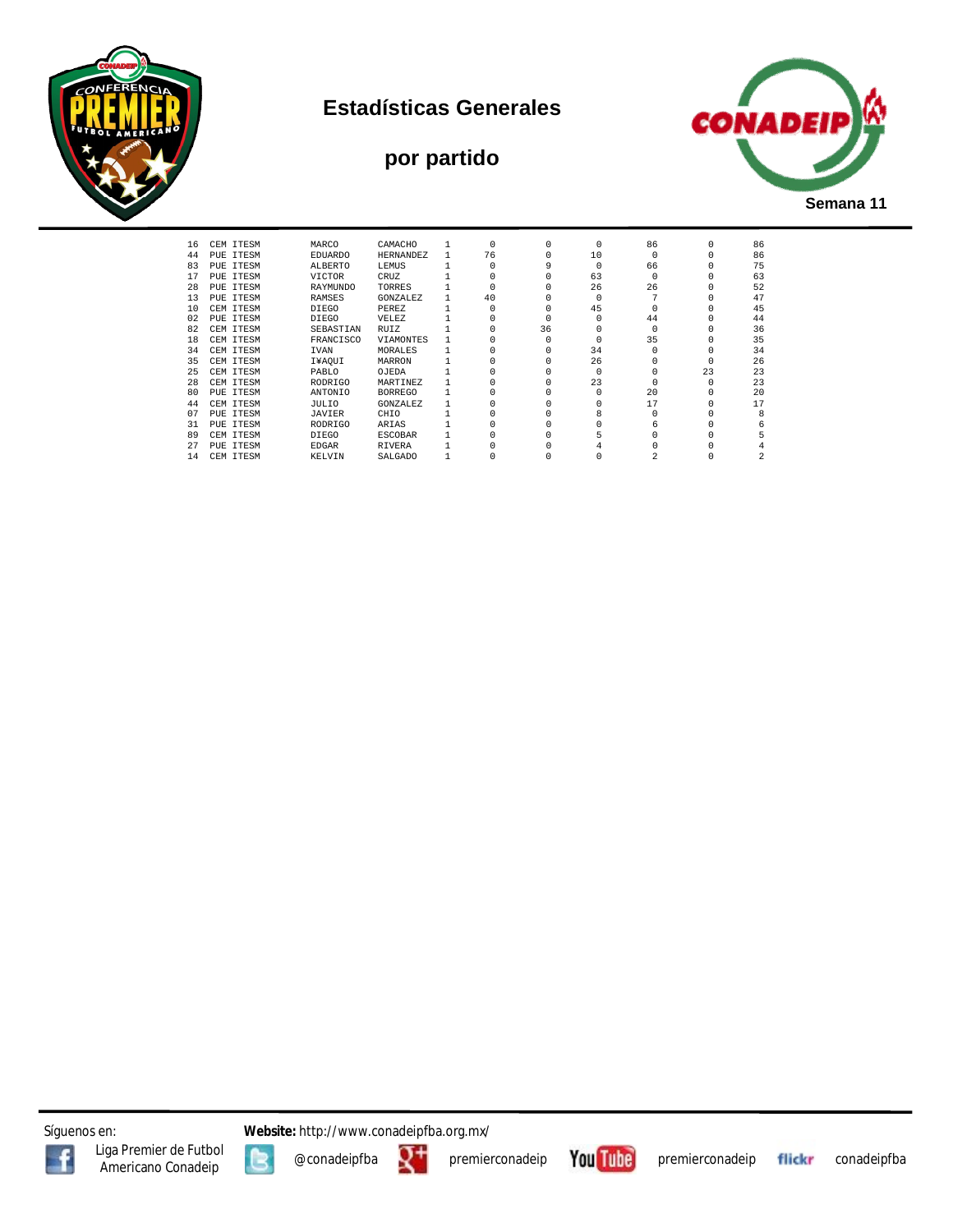# Estadísticas Generales

## por partido

Semana 11

| | | | | | | | | | | | |
|---|---|---|---|---|---|---|---|---|---|---|---|
| 16 | CEM | ITESM | MARCO | CAMACHO | 1 | 0 | 0 | 0 | 86 | 0 | 86 |
| 44 | PUE | ITESM | EDUARDO | HERNANDEZ | 1 | 76 | 0 | 10 | 0 | 0 | 86 |
| 83 | PUE | ITESM | ALBERTO | LEMUS | 1 | 0 | 9 | 0 | 66 | 0 | 75 |
| 17 | PUE | ITESM | VICTOR | CRUZ | 1 | 0 | 0 | 63 | 0 | 0 | 63 |
| 28 | PUE | ITESM | RAYMUNDO | TORRES | 1 | 0 | 0 | 26 | 26 | 0 | 52 |
| 13 | PUE | ITESM | RAMSES | GONZALEZ | 1 | 40 | 0 | 0 | 7 | 0 | 47 |
| 10 | CEM | ITESM | DIEGO | PEREZ | 1 | 0 | 0 | 45 | 0 | 0 | 45 |
| 02 | PUE | ITESM | DIEGO | VELEZ | 1 | 0 | 0 | 0 | 44 | 0 | 44 |
| 82 | CEM | ITESM | SEBASTIAN | RUIZ | 1 | 0 | 36 | 0 | 0 | 0 | 36 |
| 18 | CEM | ITESM | FRANCISCO | VIAMONTES | 1 | 0 | 0 | 0 | 35 | 0 | 35 |
| 34 | CEM | ITESM | IVAN | MORALES | 1 | 0 | 0 | 34 | 0 | 0 | 34 |
| 35 | CEM | ITESM | I¥AQUI | MARRON | 1 | 0 | 0 | 26 | 0 | 0 | 26 |
| 25 | CEM | ITESM | PABLO | OJEDA | 1 | 0 | 0 | 0 | 0 | 23 | 23 |
| 28 | CEM | ITESM | RODRIGO | MARTINEZ | 1 | 0 | 0 | 23 | 0 | 0 | 23 |
| 80 | PUE | ITESM | ANTONIO | BORREGO | 1 | 0 | 0 | 0 | 20 | 0 | 20 |
| 44 | CEM | ITESM | JULIO | GONZALEZ | 1 | 0 | 0 | 0 | 17 | 0 | 17 |
| 07 | PUE | ITESM | JAVIER | CHIO | 1 | 0 | 0 | 8 | 0 | 0 | 8 |
| 31 | PUE | ITESM | RODRIGO | ARIAS | 1 | 0 | 0 | 0 | 6 | 0 | 6 |
| 89 | CEM | ITESM | DIEGO | ESCOBAR | 1 | 0 | 0 | 5 | 0 | 0 | 5 |
| 27 | PUE | ITESM | EDGAR | RIVERA | 1 | 0 | 0 | 4 | 0 | 0 | 4 |
| 14 | CEM | ITESM | KELVIN | SALGADO | 1 | 0 | 0 | 0 | 2 | 0 | 2 |

Síguenos en: Liga Premier de Futbol Americano Conadeip

**Website:** http://www.conadeipfba.org.mx/

@conadeipfba premierconadeip premierconadeip conadeipfba